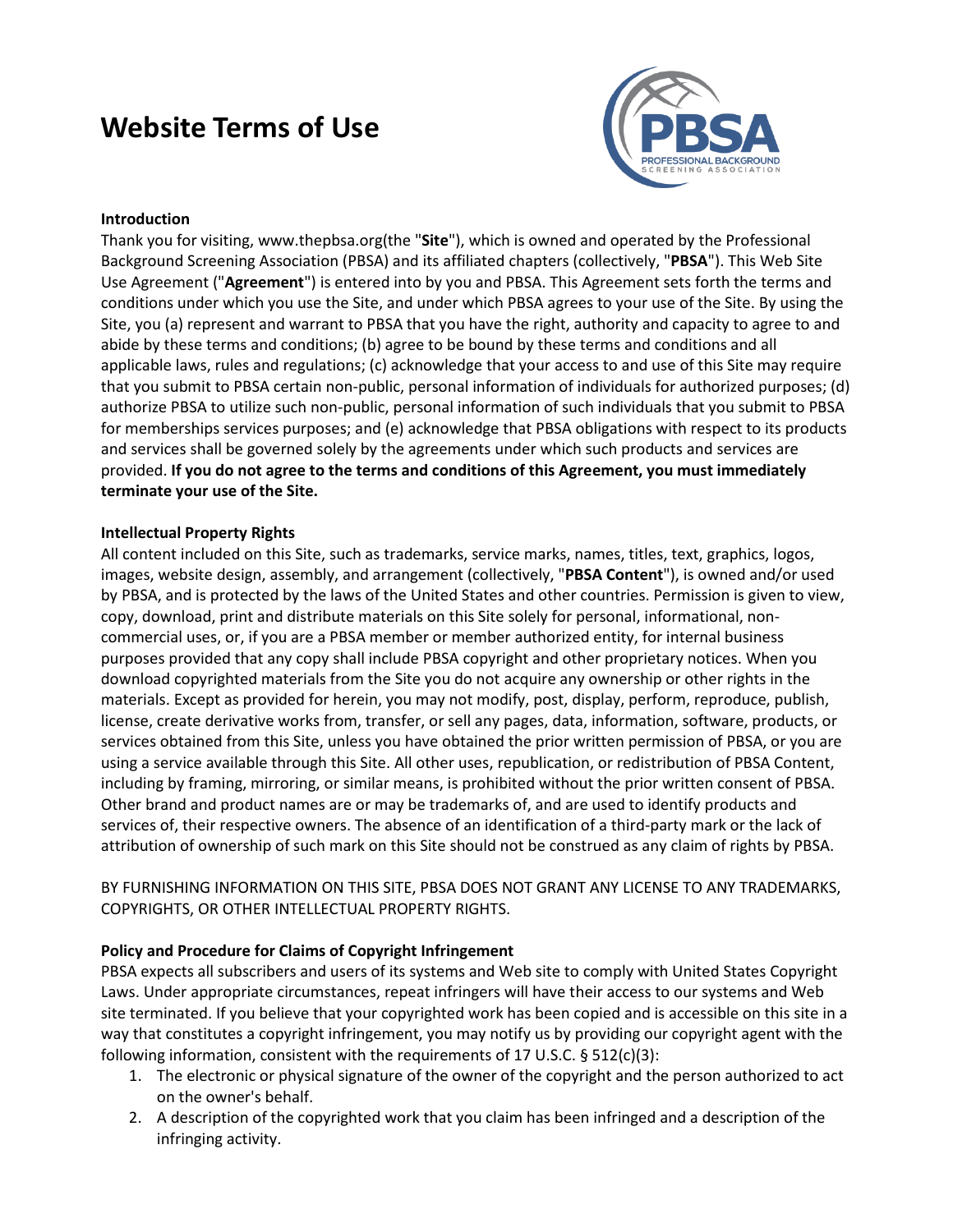# Website Terms of Use

**Introduction**

Thank you for visiting, www.thepbsa.org(the "**Site**"), which is owned and operated by the Professional Background Screening Association (PBSA) and its affiliated chapters (collectively, "**PBSA**"). This Web Site Use Agreement ("**Agreement**") is entered into by you and PBSA. This Agreement sets forth the terms and conditions under which you use the Site, and under which PBSA agrees to your use of the Site. By using the Site, you (a) represent and warrant to PBSA that you have the right, authority and capacity to agree to and abide by these terms and conditions; (b) agree to be bound by these terms and conditions and all applicable laws, rules and regulations; (c) acknowledge that your access to and use of this Site may require that you submit to PBSA certain non-public, personal information of individuals for authorized purposes; (d) authorize PBSA to utilize such non-public, personal information of such individuals that you submit to PBSA for memberships services purposes; and (e) acknowledge that PBSA obligations with respect to its products and services shall be governed solely by the agreements under which such products and services are provided. **If you do not agree to the terms and conditions of this Agreement, you must immediately terminate your use of the Site.**

**Intellectual Property Rights**

All content included on this Site, such as trademarks, service marks, names, titles, text, graphics, logos, images, website design, assembly, and arrangement (collectively, "**PBSA Content**"), is owned and/or used by PBSA, and is protected by the laws of the United States and other countries. Permission is given to view, copy, download, print and distribute materials on this Site solely for personal, informational, non-commercial uses, or, if you are a PBSA member or member authorized entity, for internal business purposes provided that any copy shall include PBSA copyright and other proprietary notices. When you download copyrighted materials from the Site you do not acquire any ownership or other rights in the materials. Except as provided for herein, you may not modify, post, display, perform, reproduce, publish, license, create derivative works from, transfer, or sell any pages, data, information, software, products, or services obtained from this Site, unless you have obtained the prior written permission of PBSA, or you are using a service available through this Site. All other uses, republication, or redistribution of PBSA Content, including by framing, mirroring, or similar means, is prohibited without the prior written consent of PBSA. Other brand and product names are or may be trademarks of, and are used to identify products and services of, their respective owners. The absence of an identification of a third-party mark or the lack of attribution of ownership of such mark on this Site should not be construed as any claim of rights by PBSA.

BY FURNISHING INFORMATION ON THIS SITE, PBSA DOES NOT GRANT ANY LICENSE TO ANY TRADEMARKS, COPYRIGHTS, OR OTHER INTELLECTUAL PROPERTY RIGHTS.

**Policy and Procedure for Claims of Copyright Infringement**

PBSA expects all subscribers and users of its systems and Web site to comply with United States Copyright Laws. Under appropriate circumstances, repeat infringers will have their access to our systems and Web site terminated. If you believe that your copyrighted work has been copied and is accessible on this site in a way that constitutes a copyright infringement, you may notify us by providing our copyright agent with the following information, consistent with the requirements of 17 U.S.C. § 512(c)(3):

1. The electronic or physical signature of the owner of the copyright and the person authorized to act on the owner's behalf.
2. A description of the copyrighted work that you claim has been infringed and a description of the infringing activity.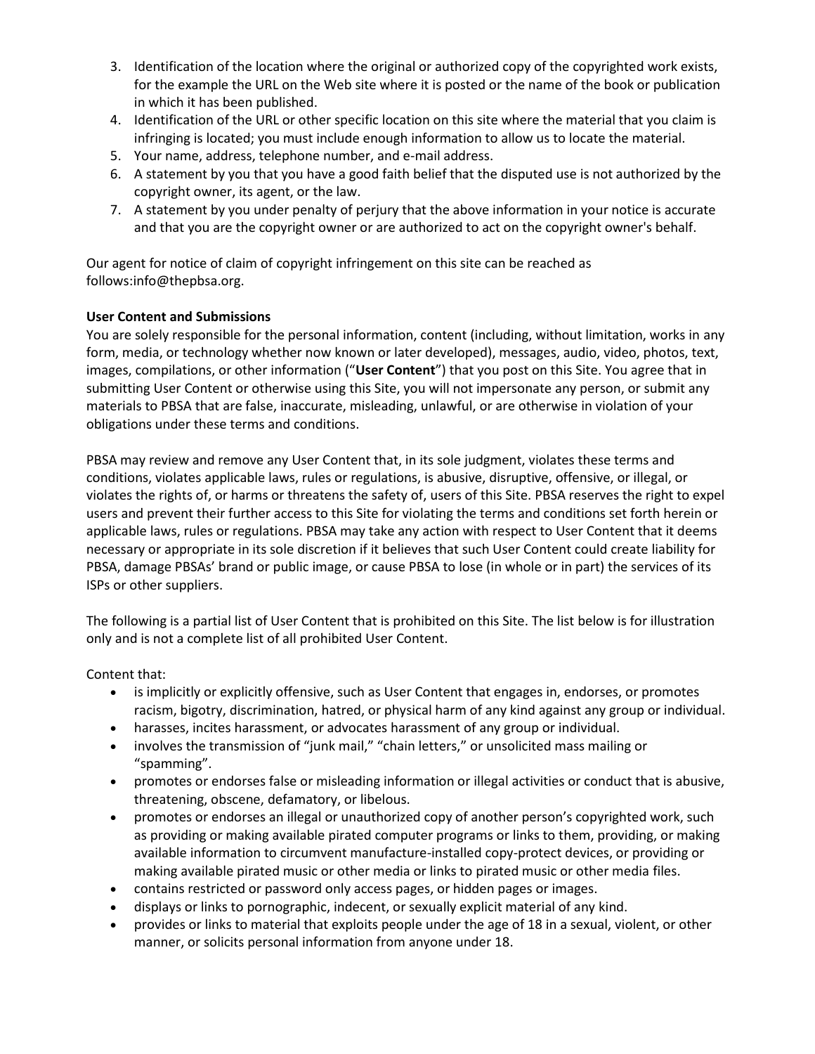3. Identification of the location where the original or authorized copy of the copyrighted work exists, for the example the URL on the Web site where it is posted or the name of the book or publication in which it has been published.
4. Identification of the URL or other specific location on this site where the material that you claim is infringing is located; you must include enough information to allow us to locate the material.
5. Your name, address, telephone number, and e-mail address.
6. A statement by you that you have a good faith belief that the disputed use is not authorized by the copyright owner, its agent, or the law.
7. A statement by you under penalty of perjury that the above information in your notice is accurate and that you are the copyright owner or are authorized to act on the copyright owner's behalf.

Our agent for notice of claim of copyright infringement on this site can be reached as follows:info@thepbsa.org.

**User Content and Submissions**

You are solely responsible for the personal information, content (including, without limitation, works in any form, media, or technology whether now known or later developed), messages, audio, video, photos, text, images, compilations, or other information ("**User Content**") that you post on this Site. You agree that in submitting User Content or otherwise using this Site, you will not impersonate any person, or submit any materials to PBSA that are false, inaccurate, misleading, unlawful, or are otherwise in violation of your obligations under these terms and conditions.

PBSA may review and remove any User Content that, in its sole judgment, violates these terms and conditions, violates applicable laws, rules or regulations, is abusive, disruptive, offensive, or illegal, or violates the rights of, or harms or threatens the safety of, users of this Site. PBSA reserves the right to expel users and prevent their further access to this Site for violating the terms and conditions set forth herein or applicable laws, rules or regulations. PBSA may take any action with respect to User Content that it deems necessary or appropriate in its sole discretion if it believes that such User Content could create liability for PBSA, damage PBSAs' brand or public image, or cause PBSA to lose (in whole or in part) the services of its ISPs or other suppliers.

The following is a partial list of User Content that is prohibited on this Site. The list below is for illustration only and is not a complete list of all prohibited User Content.

Content that:

- is implicitly or explicitly offensive, such as User Content that engages in, endorses, or promotes racism, bigotry, discrimination, hatred, or physical harm of any kind against any group or individual.
- harasses, incites harassment, or advocates harassment of any group or individual.
- involves the transmission of "junk mail," "chain letters," or unsolicited mass mailing or "spamming".
- promotes or endorses false or misleading information or illegal activities or conduct that is abusive, threatening, obscene, defamatory, or libelous.
- promotes or endorses an illegal or unauthorized copy of another person's copyrighted work, such as providing or making available pirated computer programs or links to them, providing, or making available information to circumvent manufacture-installed copy-protect devices, or providing or making available pirated music or other media or links to pirated music or other media files.
- contains restricted or password only access pages, or hidden pages or images.
- displays or links to pornographic, indecent, or sexually explicit material of any kind.
- provides or links to material that exploits people under the age of 18 in a sexual, violent, or other manner, or solicits personal information from anyone under 18.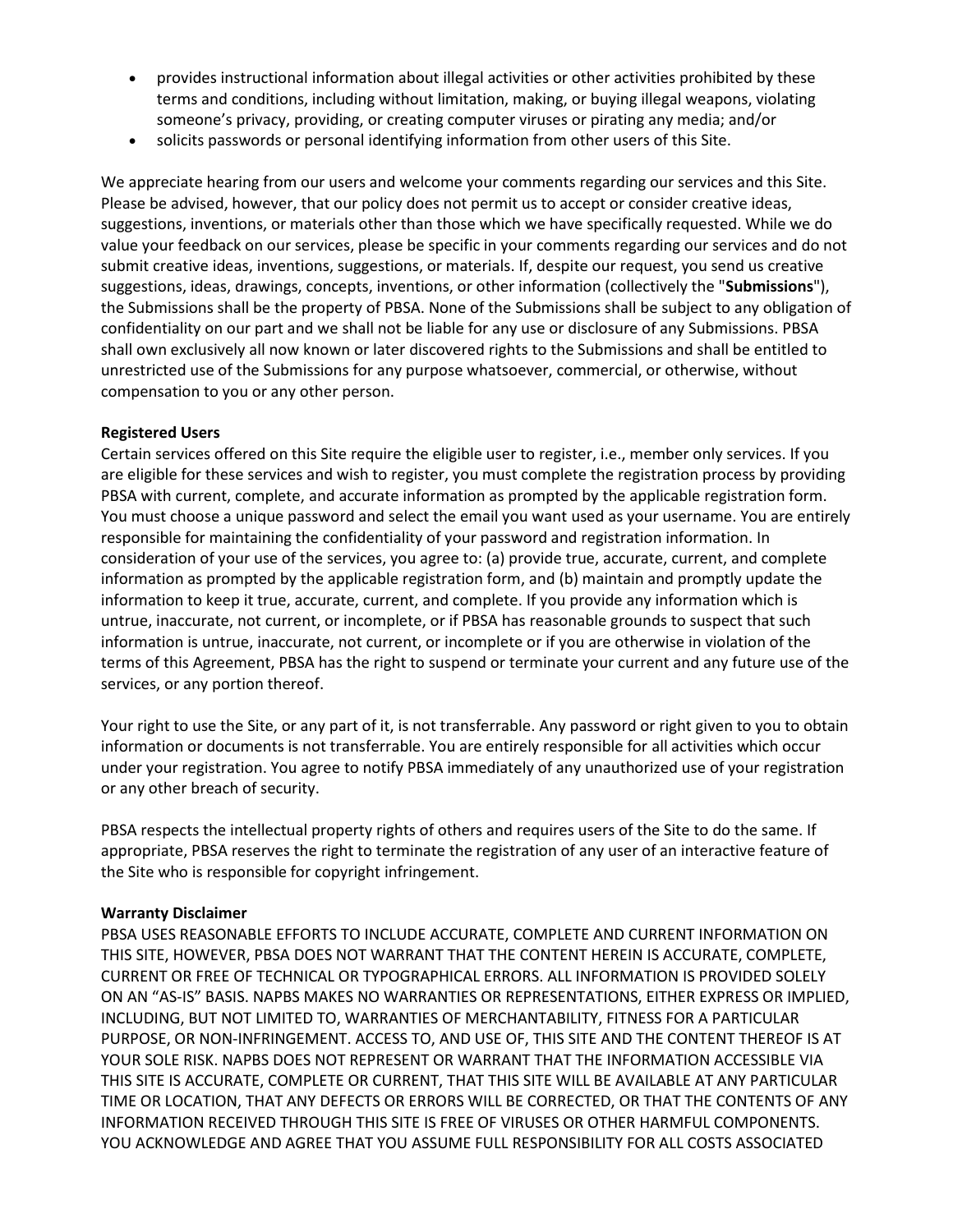- provides instructional information about illegal activities or other activities prohibited by these terms and conditions, including without limitation, making, or buying illegal weapons, violating someone's privacy, providing, or creating computer viruses or pirating any media; and/or
- solicits passwords or personal identifying information from other users of this Site.

We appreciate hearing from our users and welcome your comments regarding our services and this Site. Please be advised, however, that our policy does not permit us to accept or consider creative ideas, suggestions, inventions, or materials other than those which we have specifically requested. While we do value your feedback on our services, please be specific in your comments regarding our services and do not submit creative ideas, inventions, suggestions, or materials. If, despite our request, you send us creative suggestions, ideas, drawings, concepts, inventions, or other information (collectively the "**Submissions**"), the Submissions shall be the property of PBSA. None of the Submissions shall be subject to any obligation of confidentiality on our part and we shall not be liable for any use or disclosure of any Submissions. PBSA shall own exclusively all now known or later discovered rights to the Submissions and shall be entitled to unrestricted use of the Submissions for any purpose whatsoever, commercial, or otherwise, without compensation to you or any other person.

**Registered Users**

Certain services offered on this Site require the eligible user to register, i.e., member only services. If you are eligible for these services and wish to register, you must complete the registration process by providing PBSA with current, complete, and accurate information as prompted by the applicable registration form. You must choose a unique password and select the email you want used as your username. You are entirely responsible for maintaining the confidentiality of your password and registration information. In consideration of your use of the services, you agree to: (a) provide true, accurate, current, and complete information as prompted by the applicable registration form, and (b) maintain and promptly update the information to keep it true, accurate, current, and complete. If you provide any information which is untrue, inaccurate, not current, or incomplete, or if PBSA has reasonable grounds to suspect that such information is untrue, inaccurate, not current, or incomplete or if you are otherwise in violation of the terms of this Agreement, PBSA has the right to suspend or terminate your current and any future use of the services, or any portion thereof.

Your right to use the Site, or any part of it, is not transferrable. Any password or right given to you to obtain information or documents is not transferrable. You are entirely responsible for all activities which occur under your registration. You agree to notify PBSA immediately of any unauthorized use of your registration or any other breach of security.

PBSA respects the intellectual property rights of others and requires users of the Site to do the same. If appropriate, PBSA reserves the right to terminate the registration of any user of an interactive feature of the Site who is responsible for copyright infringement.

**Warranty Disclaimer**

PBSA USES REASONABLE EFFORTS TO INCLUDE ACCURATE, COMPLETE AND CURRENT INFORMATION ON THIS SITE, HOWEVER, PBSA DOES NOT WARRANT THAT THE CONTENT HEREIN IS ACCURATE, COMPLETE, CURRENT OR FREE OF TECHNICAL OR TYPOGRAPHICAL ERRORS. ALL INFORMATION IS PROVIDED SOLELY ON AN "AS-IS" BASIS. NAPBS MAKES NO WARRANTIES OR REPRESENTATIONS, EITHER EXPRESS OR IMPLIED, INCLUDING, BUT NOT LIMITED TO, WARRANTIES OF MERCHANTABILITY, FITNESS FOR A PARTICULAR PURPOSE, OR NON-INFRINGEMENT. ACCESS TO, AND USE OF, THIS SITE AND THE CONTENT THEREOF IS AT YOUR SOLE RISK. NAPBS DOES NOT REPRESENT OR WARRANT THAT THE INFORMATION ACCESSIBLE VIA THIS SITE IS ACCURATE, COMPLETE OR CURRENT, THAT THIS SITE WILL BE AVAILABLE AT ANY PARTICULAR TIME OR LOCATION, THAT ANY DEFECTS OR ERRORS WILL BE CORRECTED, OR THAT THE CONTENTS OF ANY INFORMATION RECEIVED THROUGH THIS SITE IS FREE OF VIRUSES OR OTHER HARMFUL COMPONENTS. YOU ACKNOWLEDGE AND AGREE THAT YOU ASSUME FULL RESPONSIBILITY FOR ALL COSTS ASSOCIATED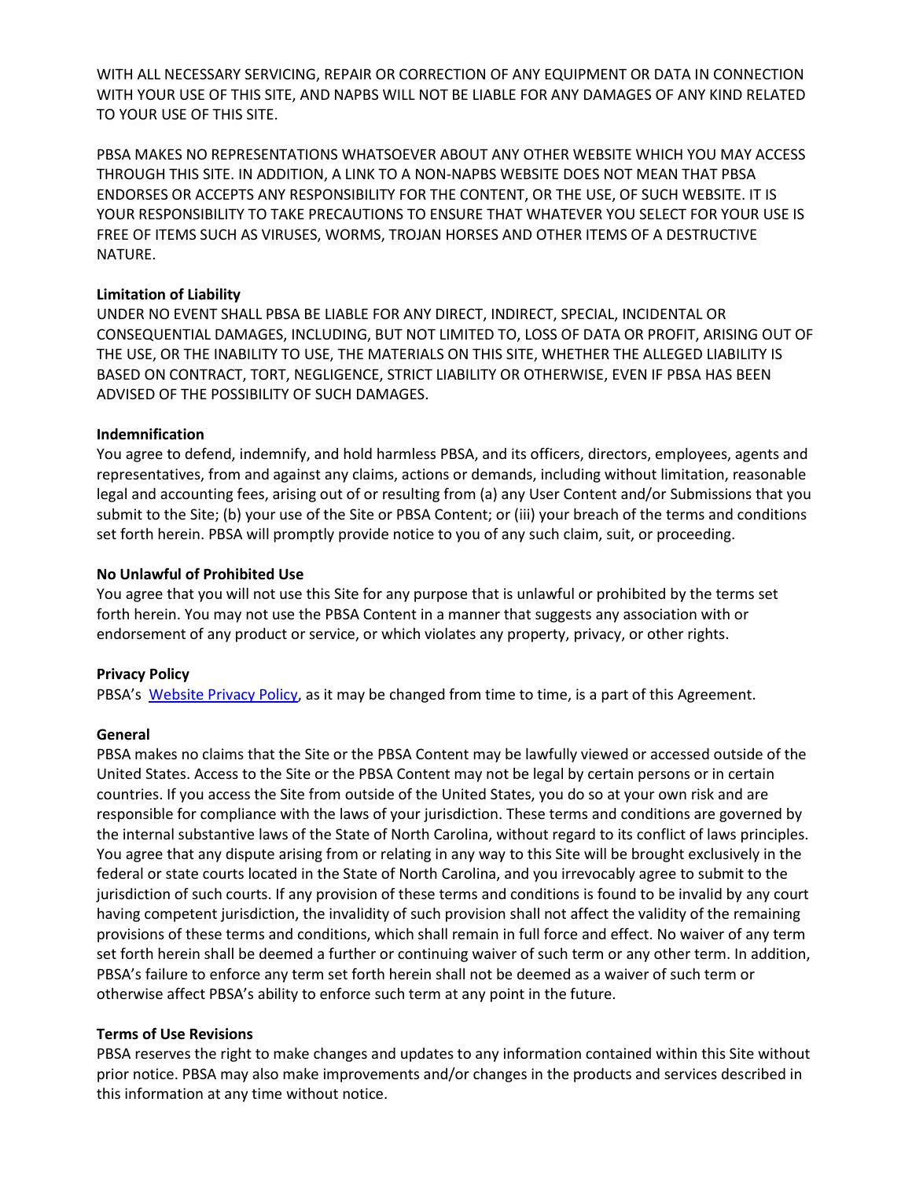WITH ALL NECESSARY SERVICING, REPAIR OR CORRECTION OF ANY EQUIPMENT OR DATA IN CONNECTION WITH YOUR USE OF THIS SITE, AND NAPBS WILL NOT BE LIABLE FOR ANY DAMAGES OF ANY KIND RELATED TO YOUR USE OF THIS SITE.

PBSA MAKES NO REPRESENTATIONS WHATSOEVER ABOUT ANY OTHER WEBSITE WHICH YOU MAY ACCESS THROUGH THIS SITE. IN ADDITION, A LINK TO A NON-NAPBS WEBSITE DOES NOT MEAN THAT PBSA ENDORSES OR ACCEPTS ANY RESPONSIBILITY FOR THE CONTENT, OR THE USE, OF SUCH WEBSITE. IT IS YOUR RESPONSIBILITY TO TAKE PRECAUTIONS TO ENSURE THAT WHATEVER YOU SELECT FOR YOUR USE IS FREE OF ITEMS SUCH AS VIRUSES, WORMS, TROJAN HORSES AND OTHER ITEMS OF A DESTRUCTIVE NATURE.

**Limitation of Liability**

UNDER NO EVENT SHALL PBSA BE LIABLE FOR ANY DIRECT, INDIRECT, SPECIAL, INCIDENTAL OR CONSEQUENTIAL DAMAGES, INCLUDING, BUT NOT LIMITED TO, LOSS OF DATA OR PROFIT, ARISING OUT OF THE USE, OR THE INABILITY TO USE, THE MATERIALS ON THIS SITE, WHETHER THE ALLEGED LIABILITY IS BASED ON CONTRACT, TORT, NEGLIGENCE, STRICT LIABILITY OR OTHERWISE, EVEN IF PBSA HAS BEEN ADVISED OF THE POSSIBILITY OF SUCH DAMAGES.

**Indemnification**

You agree to defend, indemnify, and hold harmless PBSA, and its officers, directors, employees, agents and representatives, from and against any claims, actions or demands, including without limitation, reasonable legal and accounting fees, arising out of or resulting from (a) any User Content and/or Submissions that you submit to the Site; (b) your use of the Site or PBSA Content; or (iii) your breach of the terms and conditions set forth herein. PBSA will promptly provide notice to you of any such claim, suit, or proceeding.

**No Unlawful of Prohibited Use**

You agree that you will not use this Site for any purpose that is unlawful or prohibited by the terms set forth herein. You may not use the PBSA Content in a manner that suggests any association with or endorsement of any product or service, or which violates any property, privacy, or other rights.

**Privacy Policy**

PBSA's Website Privacy Policy, as it may be changed from time to time, is a part of this Agreement.

**General**

PBSA makes no claims that the Site or the PBSA Content may be lawfully viewed or accessed outside of the United States. Access to the Site or the PBSA Content may not be legal by certain persons or in certain countries. If you access the Site from outside of the United States, you do so at your own risk and are responsible for compliance with the laws of your jurisdiction. These terms and conditions are governed by the internal substantive laws of the State of North Carolina, without regard to its conflict of laws principles. You agree that any dispute arising from or relating in any way to this Site will be brought exclusively in the federal or state courts located in the State of North Carolina, and you irrevocably agree to submit to the jurisdiction of such courts. If any provision of these terms and conditions is found to be invalid by any court having competent jurisdiction, the invalidity of such provision shall not affect the validity of the remaining provisions of these terms and conditions, which shall remain in full force and effect. No waiver of any term set forth herein shall be deemed a further or continuing waiver of such term or any other term. In addition, PBSA's failure to enforce any term set forth herein shall not be deemed as a waiver of such term or otherwise affect PBSA's ability to enforce such term at any point in the future.

**Terms of Use Revisions**

PBSA reserves the right to make changes and updates to any information contained within this Site without prior notice. PBSA may also make improvements and/or changes in the products and services described in this information at any time without notice.